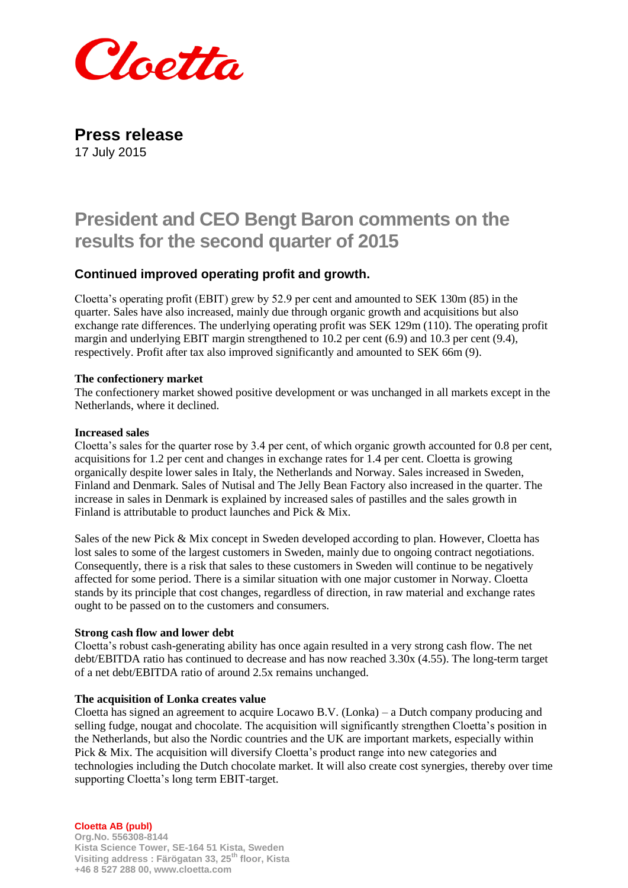Cloetta

# Press release

17 July 2015

# President and CEO Bengt Baron comments on the results for the second quarter of 2015

## Continued improved operating profit and growth.

Cloetta's operating profit (EBIT) grew by 52.9 per cent and amounted to SEK 130m (85) in the quarter. Sales have also increased, mainly due through organic growth and acquisitions but also exchange rate differences. The underlying operating profit was SEK 129m (110). The operating profit margin and underlying EBIT margin strengthened to 10.2 per cent (6.9) and 10.3 per cent (9.4), respectively. Profit after tax also improved significantly and amounted to SEK 66m (9).

**The confectionery market**

The confectionery market showed positive development or was unchanged in all markets except in the Netherlands, where it declined.

**Increased sales**

Cloetta's sales for the quarter rose by 3.4 per cent, of which organic growth accounted for 0.8 per cent, acquisitions for 1.2 per cent and changes in exchange rates for 1.4 per cent. Cloetta is growing organically despite lower sales in Italy, the Netherlands and Norway. Sales increased in Sweden, Finland and Denmark. Sales of Nutisal and The Jelly Bean Factory also increased in the quarter. The increase in sales in Denmark is explained by increased sales of pastilles and the sales growth in Finland is attributable to product launches and Pick & Mix.

Sales of the new Pick & Mix concept in Sweden developed according to plan. However, Cloetta has lost sales to some of the largest customers in Sweden, mainly due to ongoing contract negotiations. Consequently, there is a risk that sales to these customers in Sweden will continue to be negatively affected for some period. There is a similar situation with one major customer in Norway. Cloetta stands by its principle that cost changes, regardless of direction, in raw material and exchange rates ought to be passed on to the customers and consumers.

**Strong cash flow and lower debt**

Cloetta's robust cash-generating ability has once again resulted in a very strong cash flow. The net debt/EBITDA ratio has continued to decrease and has now reached 3.30x (4.55). The long-term target of a net debt/EBITDA ratio of around 2.5x remains unchanged.

**The acquisition of Lonka creates value**

Cloetta has signed an agreement to acquire Locawo B.V. (Lonka) – a Dutch company producing and selling fudge, nougat and chocolate. The acquisition will significantly strengthen Cloetta's position in the Netherlands, but also the Nordic countries and the UK are important markets, especially within Pick & Mix. The acquisition will diversify Cloetta's product range into new categories and technologies including the Dutch chocolate market. It will also create cost synergies, thereby over time supporting Cloetta's long term EBIT-target.

**Cloetta AB (publ)**
Org.No. 556308-8144
Kista Science Tower, SE-164 51 Kista, Sweden
Visiting address : Färögatan 33, 25th floor, Kista
+46 8 527 288 00, www.cloetta.com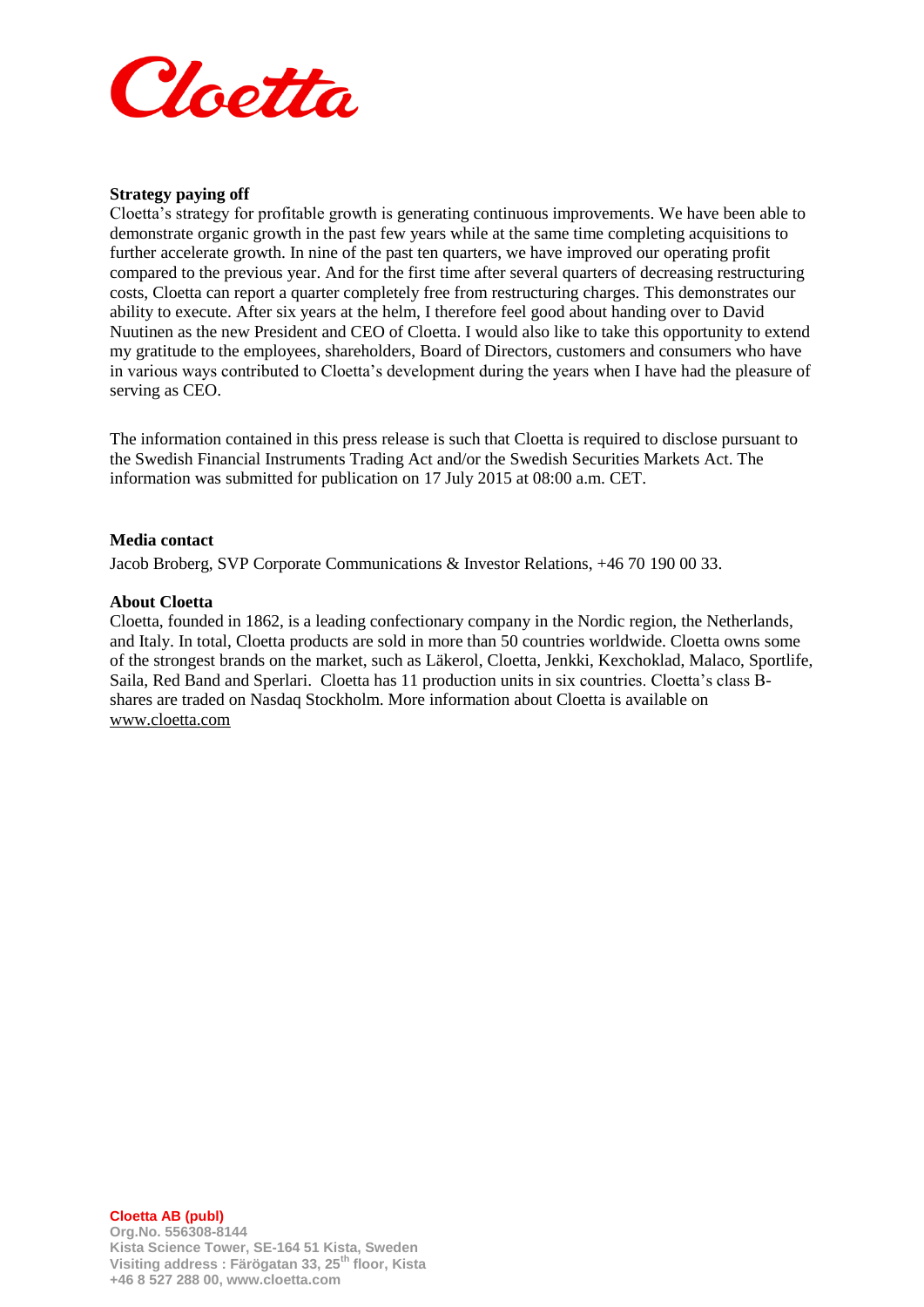**Strategy paying off**

Cloetta's strategy for profitable growth is generating continuous improvements. We have been able to demonstrate organic growth in the past few years while at the same time completing acquisitions to further accelerate growth. In nine of the past ten quarters, we have improved our operating profit compared to the previous year. And for the first time after several quarters of decreasing restructuring costs, Cloetta can report a quarter completely free from restructuring charges. This demonstrates our ability to execute. After six years at the helm, I therefore feel good about handing over to David Nuutinen as the new President and CEO of Cloetta. I would also like to take this opportunity to extend my gratitude to the employees, shareholders, Board of Directors, customers and consumers who have in various ways contributed to Cloetta's development during the years when I have had the pleasure of serving as CEO.

The information contained in this press release is such that Cloetta is required to disclose pursuant to the Swedish Financial Instruments Trading Act and/or the Swedish Securities Markets Act. The information was submitted for publication on 17 July 2015 at 08:00 a.m. CET.

**Media contact**

Jacob Broberg, SVP Corporate Communications & Investor Relations, +46 70 190 00 33.

**About Cloetta**

Cloetta, founded in 1862, is a leading confectionary company in the Nordic region, the Netherlands, and Italy. In total, Cloetta products are sold in more than 50 countries worldwide. Cloetta owns some of the strongest brands on the market, such as Läkerol, Cloetta, Jenkki, Kexchoklad, Malaco, Sportlife, Saila, Red Band and Sperlari. Cloetta has 11 production units in six countries. Cloetta's class B-shares are traded on Nasdaq Stockholm. More information about Cloetta is available on www.cloetta.com

**Cloetta AB (publ)**
Org.No. 556308-8144
Kista Science Tower, SE-164 51 Kista, Sweden
Visiting address : Färögatan 33, 25th floor, Kista
+46 8 527 288 00, www.cloetta.com